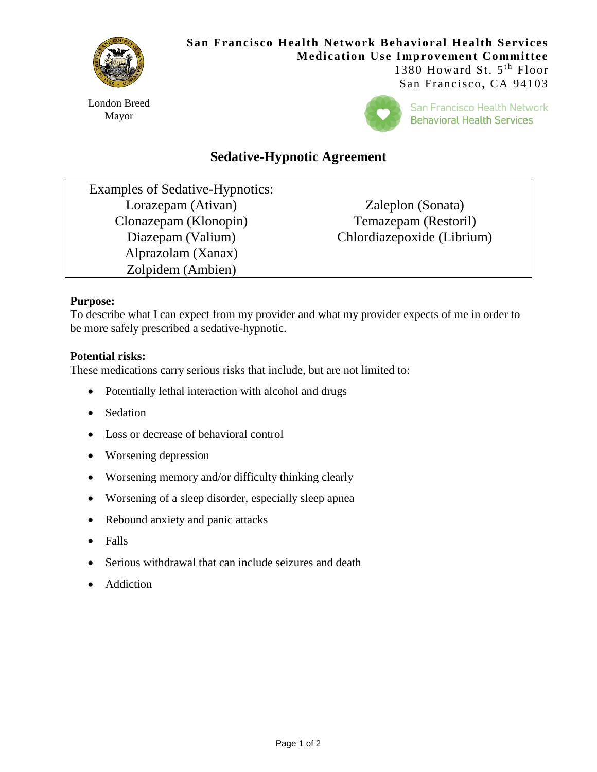**San Francisco Health Network Behavioral Health Services**
**Medication Use Improvement Committee**
1380 Howard St. 5th Floor
San Francisco, CA 94103

London Breed
Mayor

San Francisco Health Network
Behavioral Health Services

# Sedative-Hypnotic Agreement

| Examples of Sedative-Hypnotics: | |
|---|---|
| Lorazepam (Ativan) | Zaleplon (Sonata) |
| Clonazepam (Klonopin) | Temazepam (Restoril) |
| Diazepam (Valium) | Chlordiazepoxide (Librium) |
| Alprazolam (Xanax) | |
| Zolpidem (Ambien) | |

**Purpose:**
To describe what I can expect from my provider and what my provider expects of me in order to be more safely prescribed a sedative-hypnotic.

**Potential risks:**
These medications carry serious risks that include, but are not limited to:

- Potentially lethal interaction with alcohol and drugs
- Sedation
- Loss or decrease of behavioral control
- Worsening depression
- Worsening memory and/or difficulty thinking clearly
- Worsening of a sleep disorder, especially sleep apnea
- Rebound anxiety and panic attacks
- Falls
- Serious withdrawal that can include seizures and death
- Addiction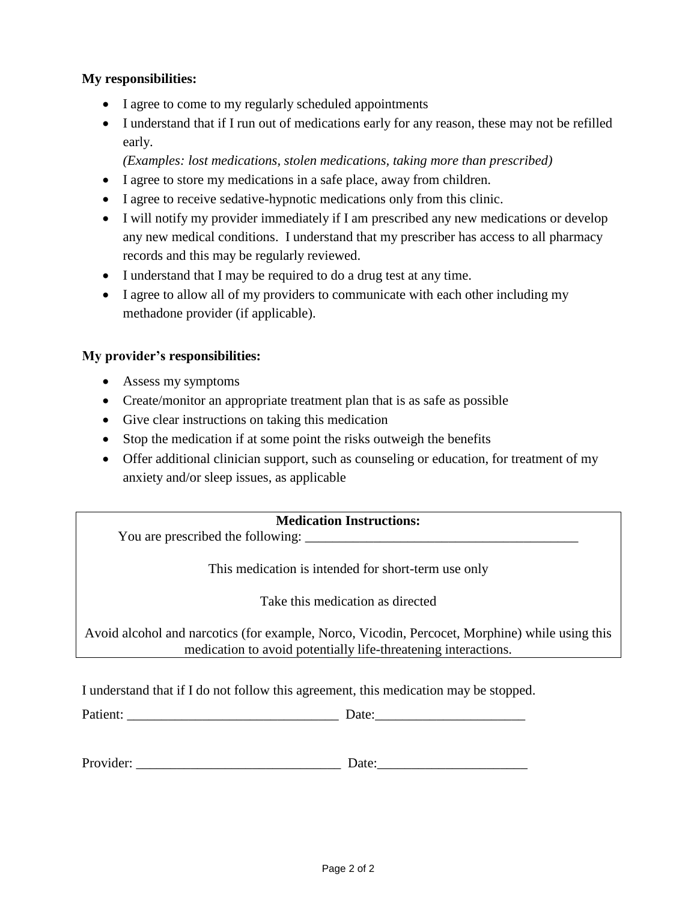**My responsibilities:**

- I agree to come to my regularly scheduled appointments
- I understand that if I run out of medications early for any reason, these may not be refilled early.
  *(Examples: lost medications, stolen medications, taking more than prescribed)*
- I agree to store my medications in a safe place, away from children.
- I agree to receive sedative-hypnotic medications only from this clinic.
- I will notify my provider immediately if I am prescribed any new medications or develop any new medical conditions. I understand that my prescriber has access to all pharmacy records and this may be regularly reviewed.
- I understand that I may be required to do a drug test at any time.
- I agree to allow all of my providers to communicate with each other including my methadone provider (if applicable).

**My provider's responsibilities:**

- Assess my symptoms
- Create/monitor an appropriate treatment plan that is as safe as possible
- Give clear instructions on taking this medication
- Stop the medication if at some point the risks outweigh the benefits
- Offer additional clinician support, such as counseling or education, for treatment of my anxiety and/or sleep issues, as applicable

**Medication Instructions:**

You are prescribed the following: ________________________________________

This medication is intended for short-term use only

Take this medication as directed

Avoid alcohol and narcotics (for example, Norco, Vicodin, Percocet, Morphine) while using this medication to avoid potentially life-threatening interactions.

I understand that if I do not follow this agreement, this medication may be stopped.

Patient: _______________________________ Date:______________________

Provider: ______________________________ Date:______________________